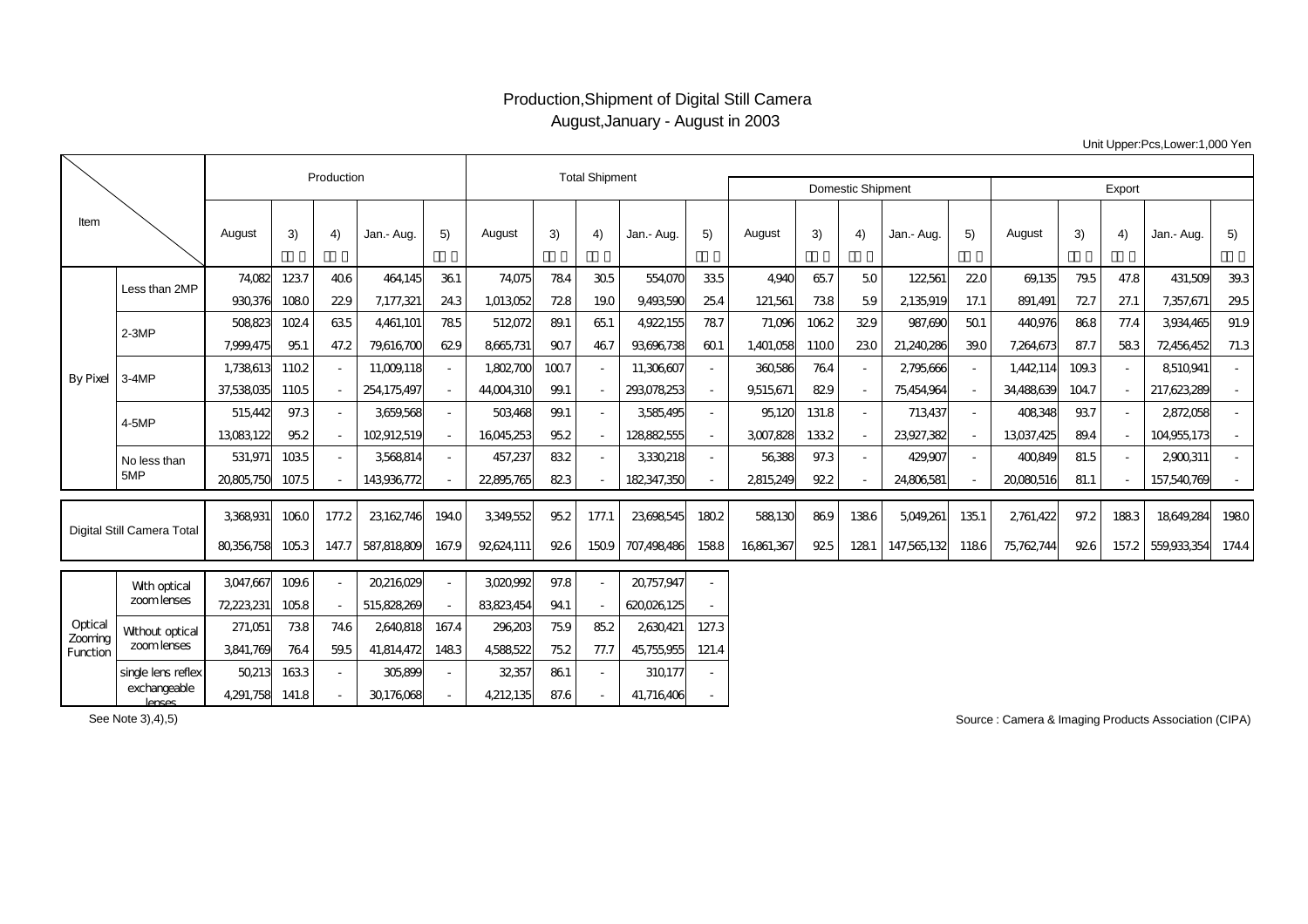# Production,Shipment of Digital Still Camera

## August,January - August in 2003

Unit Upper:Pcs,Lower:1,000 Yen

| Item | | Production | | | | | Total Shipment | | | | | Domestic Shipment | | | | | Export | | | | |
|---|---|---|---|---|---|---|---|---|---|---|---|---|---|---|---|---|---|---|---|---|---|
| | | August | 3) | 4) | Jan.- Aug. | 5) | August | 3) | 4) | Jan.- Aug. | 5) | August | 3) | 4) | Jan.- Aug. | 5) | August | 3) | 4) | Jan.- Aug. | 5) |
| By Pixel | Less than 2MP | 74,082 | 123.7 | 40.6 | 464,145 | 36.1 | 74,075 | 78.4 | 30.5 | 554,070 | 33.5 | 4,940 | 65.7 | 5.0 | 122,561 | 22.0 | 69,135 | 79.5 | 47.8 | 431,509 | 39.3 |
| | | 930,376 | 108.0 | 22.9 | 7,177,321 | 24.3 | 1,013,052 | 72.8 | 19.0 | 9,493,590 | 25.4 | 121,561 | 73.8 | 5.9 | 2,135,919 | 17.1 | 891,491 | 72.7 | 27.1 | 7,357,671 | 29.5 |
| | 2-3MP | 508,823 | 102.4 | 63.5 | 4,461,101 | 78.5 | 512,072 | 89.1 | 65.1 | 4,922,155 | 78.7 | 71,096 | 106.2 | 32.9 | 987,690 | 50.1 | 440,976 | 86.8 | 77.4 | 3,934,465 | 91.9 |
| | | 7,999,475 | 95.1 | 47.2 | 79,616,700 | 62.9 | 8,665,731 | 90.7 | 46.7 | 93,696,738 | 60.1 | 1,401,058 | 110.0 | 23.0 | 21,240,286 | 39.0 | 7,264,673 | 87.7 | 58.3 | 72,456,452 | 71.3 |
| | 3-4MP | 1,738,613 | 110.2 | - | 11,009,118 | - | 1,802,700 | 100.7 | - | 11,306,607 | - | 360,586 | 76.4 | - | 2,795,666 | - | 1,442,114 | 109.3 | - | 8,510,941 | - |
| | | 37,538,035 | 110.5 | - | 254,175,497 | - | 44,004,310 | 99.1 | - | 293,078,253 | - | 9,515,671 | 82.9 | - | 75,454,964 | - | 34,488,639 | 104.7 | - | 217,623,289 | - |
| | 4-5MP | 515,442 | 97.3 | - | 3,659,568 | - | 503,468 | 99.1 | - | 3,585,495 | - | 95,120 | 131.8 | - | 713,437 | - | 408,348 | 93.7 | - | 2,872,058 | - |
| | | 13,083,122 | 95.2 | - | 102,912,519 | - | 16,045,253 | 95.2 | - | 128,882,555 | - | 3,007,828 | 133.2 | - | 23,927,382 | - | 13,037,425 | 89.4 | - | 104,955,173 | - |
| | No less than 5MP | 531,971 | 103.5 | - | 3,568,814 | - | 457,237 | 83.2 | - | 3,330,218 | - | 56,388 | 97.3 | - | 429,907 | - | 400,849 | 81.5 | - | 2,900,311 | - |
| | | 20,805,750 | 107.5 | - | 143,936,772 | - | 22,895,765 | 82.3 | - | 182,347,350 | - | 2,815,249 | 92.2 | - | 24,806,581 | - | 20,080,516 | 81.1 | - | 157,540,769 | - |
| Digital Still Camera Total | | 3,368,931 | 106.0 | 177.2 | 23,162,746 | 194.0 | 3,349,552 | 95.2 | 177.1 | 23,698,545 | 180.2 | 588,130 | 86.9 | 138.6 | 5,049,261 | 135.1 | 2,761,422 | 97.2 | 188.3 | 18,649,284 | 198.0 |
| | | 80,356,758 | 105.3 | 147.7 | 587,818,809 | 167.9 | 92,624,111 | 92.6 | 150.9 | 707,498,486 | 158.8 | 16,861,367 | 92.5 | 128.1 | 147,565,132 | 118.6 | 75,762,744 | 92.6 | 157.2 | 559,933,354 | 174.4 |
| Optical Zooming Function | With optical zoom lenses | 3,047,667 | 109.6 | - | 20,216,029 | - | 3,020,992 | 97.8 | - | 20,757,947 | - | | | | | | | | | | |
| | | 72,223,231 | 105.8 | - | 515,828,269 | - | 83,823,454 | 94.1 | - | 620,026,125 | - | | | | | | | | | | |
| | Without optical zoom lenses | 271,051 | 73.8 | 74.6 | 2,640,818 | 167.4 | 296,203 | 75.9 | 85.2 | 2,630,421 | 127.3 | | | | | | | | | | |
| | | 3,841,769 | 76.4 | 59.5 | 41,814,472 | 148.3 | 4,588,522 | 75.2 | 77.7 | 45,755,955 | 121.4 | | | | | | | | | | |
| | single lens reflex exchangeable lenses | 50,213 | 163.3 | - | 305,899 | - | 32,357 | 86.1 | - | 310,177 | - | | | | | | | | | | |
| | | 4,291,758 | 141.8 | - | 30,176,068 | - | 4,212,135 | 87.6 | - | 41,716,406 | - | | | | | | | | | | |

See Note 3),4),5)

Source : Camera & Imaging Products Association (CIPA)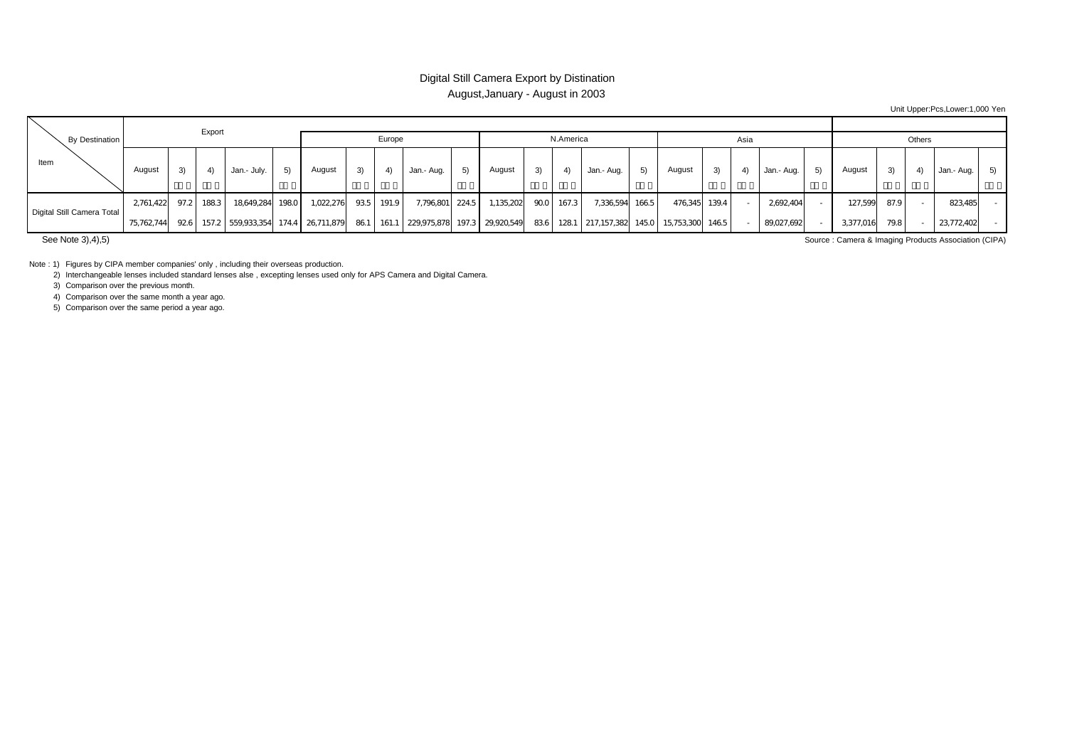# Digital Still Camera Export by Distination

## August,January - August in 2003

Unit Upper:Pcs,Lower:1,000 Yen

| By Destination / Item | Export | | | | | Europe | | | | | N.America | | | | | Asia | | | | | Others | | | | |
|---|---|---|---|---|---|---|---|---|---|---|---|---|---|---|---|---|---|---|---|---|---|---|---|---|---|
| | August | 3) | 4) | Jan.- July. | 5) | August | 3) | 4) | Jan.- Aug. | 5) | August | 3) | 4) | Jan.- Aug. | 5) | August | 3) | 4) | Jan.- Aug. | 5) | August | 3) | 4) | Jan.- Aug. | 5) |
| Digital Still Camera Total | 2,761,422 | 97.2 | 188.3 | 18,649,284 | 198.0 | 1,022,276 | 93.5 | 191.9 | 7,796,801 | 224.5 | 1,135,202 | 90.0 | 167.3 | 7,336,594 | 166.5 | 476,345 | 139.4 | - | 2,692,404 | - | 127,599 | 87.9 | - | 823,485 | - |
| | 75,762,744 | 92.6 | 157.2 | 559,933,354 | 174.4 | 26,711,879 | 86.1 | 161.1 | 229,975,878 | 197.3 | 29,920,549 | 83.6 | 128.1 | 217,157,382 | 145.0 | 15,753,300 | 146.5 | - | 89,027,692 | - | 3,377,016 | 79.8 | - | 23,772,402 | - |

See Note 3),4),5)

Source : Camera & Imaging Products Association (CIPA)

Note : 1) Figures by CIPA member companies' only , including their overseas production.

2) Interchangeable lenses included standard lenses alse , excepting lenses used only for APS Camera and Digital Camera.

3) Comparison over the previous month.

4) Comparison over the same month a year ago.

5) Comparison over the same period a year ago.